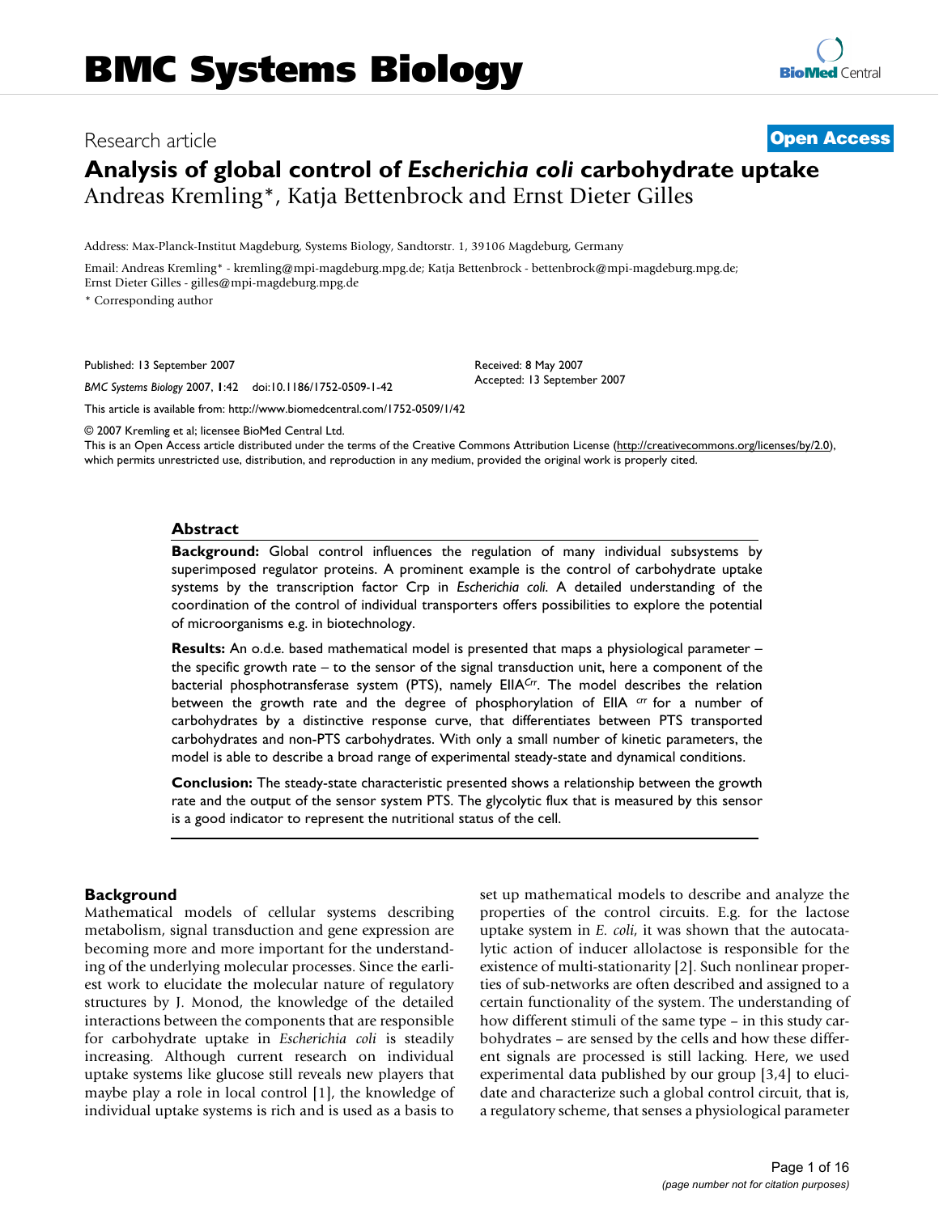# BMC Systems Biology

Research article **Open Access**

# Analysis of global control of *Escherichia coli* carbohydrate uptake

Andreas Kremling*, Katja Bettenbrock and Ernst Dieter Gilles

Address: Max-Planck-Institut Magdeburg, Systems Biology, Sandtorstr. 1, 39106 Magdeburg, Germany

Email: Andreas Kremling* - kremling@mpi-magdeburg.mpg.de; Katja Bettenbrock - bettenbrock@mpi-magdeburg.mpg.de; Ernst Dieter Gilles - gilles@mpi-magdeburg.mpg.de

* Corresponding author

Published: 13 September 2007

*BMC Systems Biology* 2007, **1**:42 doi:10.1186/1752-0509-1-42

Received: 8 May 2007
Accepted: 13 September 2007

This article is available from: http://www.biomedcentral.com/1752-0509/1/42

© 2007 Kremling et al; licensee BioMed Central Ltd.
This is an Open Access article distributed under the terms of the Creative Commons Attribution License (http://creativecommons.org/licenses/by/2.0), which permits unrestricted use, distribution, and reproduction in any medium, provided the original work is properly cited.

## Abstract

**Background:** Global control influences the regulation of many individual subsystems by superimposed regulator proteins. A prominent example is the control of carbohydrate uptake systems by the transcription factor Crp in *Escherichia coli*. A detailed understanding of the coordination of the control of individual transporters offers possibilities to explore the potential of microorganisms e.g. in biotechnology.

**Results:** An o.d.e. based mathematical model is presented that maps a physiological parameter – the specific growth rate – to the sensor of the signal transduction unit, here a component of the bacterial phosphotransferase system (PTS), namely EIIA$^{Crr}$. The model describes the relation between the growth rate and the degree of phosphorylation of EIIA $^{crr}$ for a number of carbohydrates by a distinctive response curve, that differentiates between PTS transported carbohydrates and non-PTS carbohydrates. With only a small number of kinetic parameters, the model is able to describe a broad range of experimental steady-state and dynamical conditions.

**Conclusion:** The steady-state characteristic presented shows a relationship between the growth rate and the output of the sensor system PTS. The glycolytic flux that is measured by this sensor is a good indicator to represent the nutritional status of the cell.

## Background

Mathematical models of cellular systems describing metabolism, signal transduction and gene expression are becoming more and more important for the understanding of the underlying molecular processes. Since the earliest work to elucidate the molecular nature of regulatory structures by J. Monod, the knowledge of the detailed interactions between the components that are responsible for carbohydrate uptake in *Escherichia coli* is steadily increasing. Although current research on individual uptake systems like glucose still reveals new players that maybe play a role in local control [1], the knowledge of individual uptake systems is rich and is used as a basis to set up mathematical models to describe and analyze the properties of the control circuits. E.g. for the lactose uptake system in *E. coli*, it was shown that the autocatalytic action of inducer allolactose is responsible for the existence of multi-stationarity [2]. Such nonlinear properties of sub-networks are often described and assigned to a certain functionality of the system. The understanding of how different stimuli of the same type – in this study carbohydrates – are sensed by the cells and how these different signals are processed is still lacking. Here, we used experimental data published by our group [3,4] to elucidate and characterize such a global control circuit, that is, a regulatory scheme, that senses a physiological parameter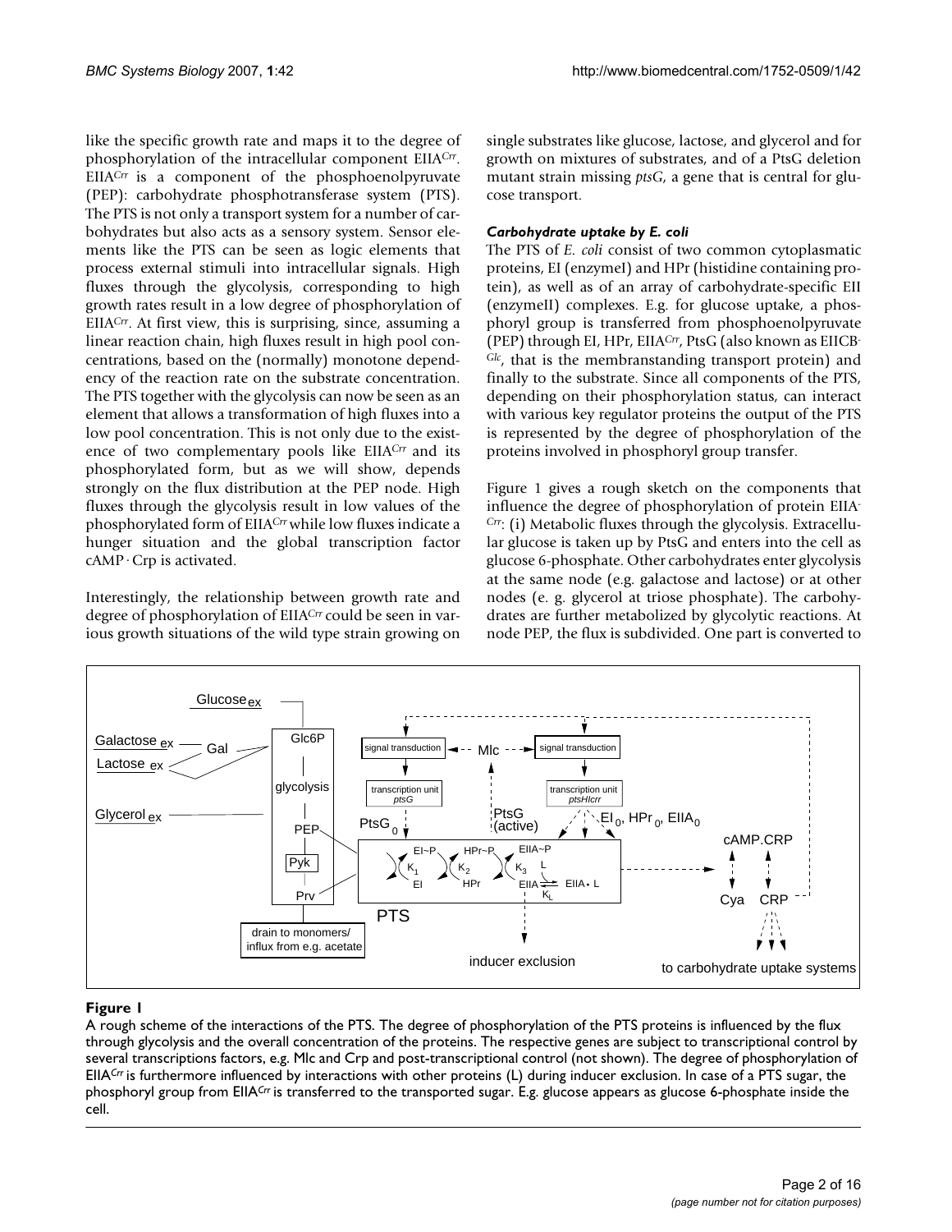like the specific growth rate and maps it to the degree of phosphorylation of the intracellular component EIIA$^{Crr}$. EIIA$^{Crr}$ is a component of the phosphoenolpyruvate (PEP): carbohydrate phosphotransferase system (PTS). The PTS is not only a transport system for a number of carbohydrates but also acts as a sensory system. Sensor elements like the PTS can be seen as logic elements that process external stimuli into intracellular signals. High fluxes through the glycolysis, corresponding to high growth rates result in a low degree of phosphorylation of EIIA$^{Crr}$. At first view, this is surprising, since, assuming a linear reaction chain, high fluxes result in high pool concentrations, based on the (normally) monotone dependency of the reaction rate on the substrate concentration. The PTS together with the glycolysis can now be seen as an element that allows a transformation of high fluxes into a low pool concentration. This is not only due to the existence of two complementary pools like EIIA$^{Crr}$ and its phosphorylated form, but as we will show, depends strongly on the flux distribution at the PEP node. High fluxes through the glycolysis result in low values of the phosphorylated form of EIIA$^{Crr}$ while low fluxes indicate a hunger situation and the global transcription factor cAMP · Crp is activated.

Interestingly, the relationship between growth rate and degree of phosphorylation of EIIA$^{Crr}$ could be seen in various growth situations of the wild type strain growing on single substrates like glucose, lactose, and glycerol and for growth on mixtures of substrates, and of a PtsG deletion mutant strain missing *ptsG*, a gene that is central for glucose transport.

### *Carbohydrate uptake by E. coli*

The PTS of *E. coli* consist of two common cytoplasmatic proteins, EI (enzymeI) and HPr (histidine containing protein), as well as of an array of carbohydrate-specific EII (enzymeII) complexes. E.g. for glucose uptake, a phosphoryl group is transferred from phosphoenolpyruvate (PEP) through EI, HPr, EIIA$^{Crr}$, PtsG (also known as EIICB$^{Glc}$, that is the membranstanding transport protein) and finally to the substrate. Since all components of the PTS, depending on their phosphorylation status, can interact with various key regulator proteins the output of the PTS is represented by the degree of phosphorylation of the proteins involved in phosphoryl group transfer.

Figure 1 gives a rough sketch on the components that influence the degree of phosphorylation of protein EIIA$^{Crr}$: (i) Metabolic fluxes through the glycolysis. Extracellular glucose is taken up by PtsG and enters into the cell as glucose 6-phosphate. Other carbohydrates enter glycolysis at the same node (e.g. galactose and lactose) or at other nodes (e. g. glycerol at triose phosphate). The carbohydrates are further metabolized by glycolytic reactions. At node PEP, the flux is subdivided. One part is converted to

**Figure 1**

A rough scheme of the interactions of the PTS. The degree of phosphorylation of the PTS proteins is influenced by the flux through glycolysis and the overall concentration of the proteins. The respective genes are subject to transcriptional control by several transcriptions factors, e.g. Mlc and Crp and post-transcriptional control (not shown). The degree of phosphorylation of EIIA$^{Crr}$ is furthermore influenced by interactions with other proteins (L) during inducer exclusion. In case of a PTS sugar, the phosphoryl group from EIIA$^{Crr}$ is transferred to the transported sugar. E.g. glucose appears as glucose 6-phosphate inside the cell.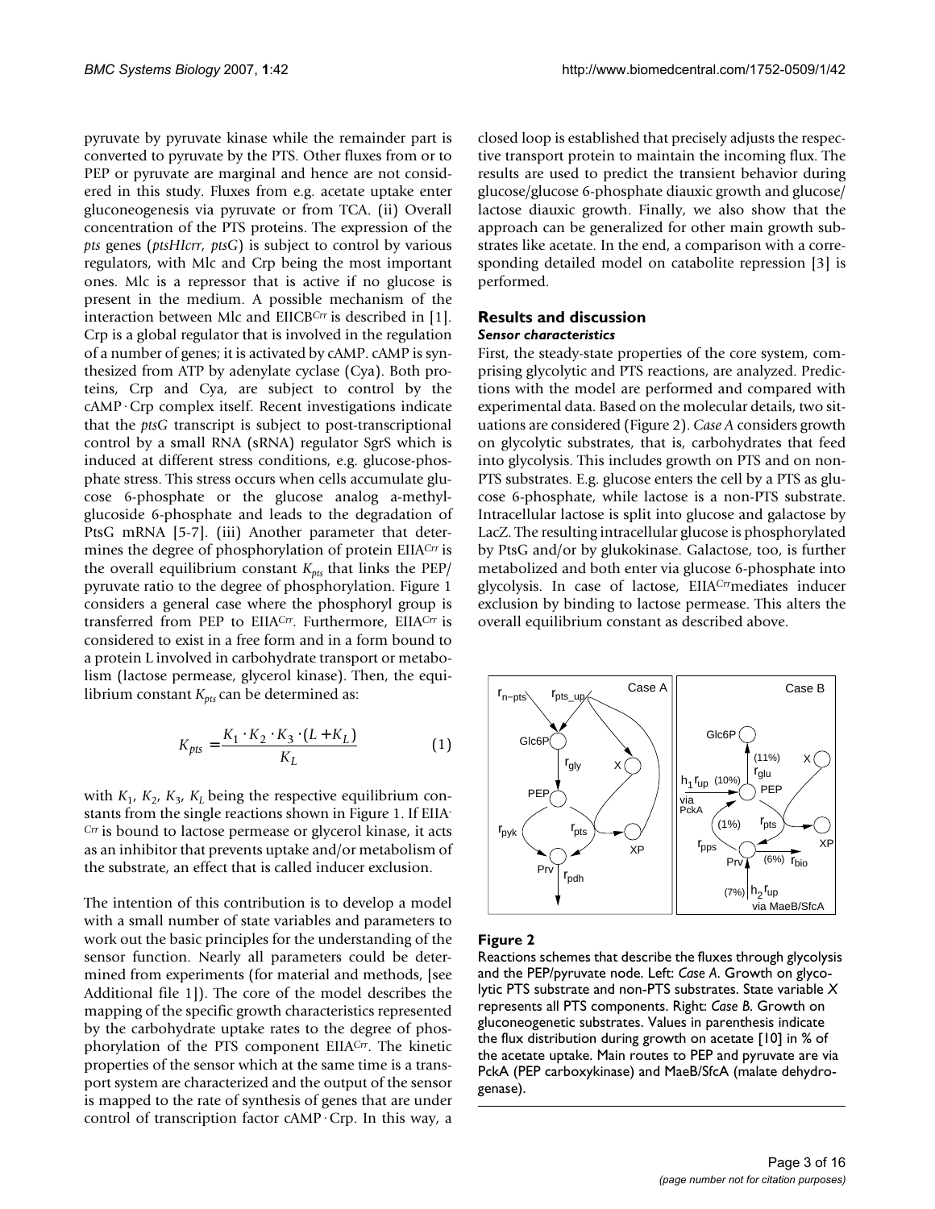pyruvate by pyruvate kinase while the remainder part is converted to pyruvate by the PTS. Other fluxes from or to PEP or pyruvate are marginal and hence are not considered in this study. Fluxes from e.g. acetate uptake enter gluconeogenesis via pyruvate or from TCA. (ii) Overall concentration of the PTS proteins. The expression of the *pts* genes (*ptsHIcrr*, *ptsG*) is subject to control by various regulators, with Mlc and Crp being the most important ones. Mlc is a repressor that is active if no glucose is present in the medium. A possible mechanism of the interaction between Mlc and EIICB$^{Crr}$ is described in [1]. Crp is a global regulator that is involved in the regulation of a number of genes; it is activated by cAMP. cAMP is synthesized from ATP by adenylate cyclase (Cya). Both proteins, Crp and Cya, are subject to control by the cAMP·Crp complex itself. Recent investigations indicate that the *ptsG* transcript is subject to post-transcriptional control by a small RNA (sRNA) regulator SgrS which is induced at different stress conditions, e.g. glucose-phosphate stress. This stress occurs when cells accumulate glucose 6-phosphate or the glucose analog a-methyl-glucoside 6-phosphate and leads to the degradation of PtsG mRNA [5-7]. (iii) Another parameter that determines the degree of phosphorylation of protein EIIA$^{Crr}$ is the overall equilibrium constant $K_{pts}$ that links the PEP/pyruvate ratio to the degree of phosphorylation. Figure 1 considers a general case where the phosphoryl group is transferred from PEP to EIIA$^{Crr}$. Furthermore, EIIA$^{Crr}$ is considered to exist in a free form and in a form bound to a protein L involved in carbohydrate transport or metabolism (lactose permease, glycerol kinase). Then, the equilibrium constant $K_{pts}$ can be determined as:

$$K_{pts} = \frac{K_1 \cdot K_2 \cdot K_3 \cdot (L + K_L)}{K_L} \tag{1}$$

with $K_1$, $K_2$, $K_3$, $K_L$ being the respective equilibrium constants from the single reactions shown in Figure 1. If EIIA$^{Crr}$ is bound to lactose permease or glycerol kinase, it acts as an inhibitor that prevents uptake and/or metabolism of the substrate, an effect that is called inducer exclusion.

The intention of this contribution is to develop a model with a small number of state variables and parameters to work out the basic principles for the understanding of the sensor function. Nearly all parameters could be determined from experiments (for material and methods, [see Additional file 1]). The core of the model describes the mapping of the specific growth characteristics represented by the carbohydrate uptake rates to the degree of phosphorylation of the PTS component EIIA$^{Crr}$. The kinetic properties of the sensor which at the same time is a transport system are characterized and the output of the sensor is mapped to the rate of synthesis of genes that are under control of transcription factor cAMP·Crp. In this way, a closed loop is established that precisely adjusts the respective transport protein to maintain the incoming flux. The results are used to predict the transient behavior during glucose/glucose 6-phosphate diauxic growth and glucose/lactose diauxic growth. Finally, we also show that the approach can be generalized for other main growth substrates like acetate. In the end, a comparison with a corresponding detailed model on catabolite repression [3] is performed.

## Results and discussion

### Sensor characteristics

First, the steady-state properties of the core system, comprising glycolytic and PTS reactions, are analyzed. Predictions with the model are performed and compared with experimental data. Based on the molecular details, two situations are considered (Figure 2). *Case A* considers growth on glycolytic substrates, that is, carbohydrates that feed into glycolysis. This includes growth on PTS and on non-PTS substrates. E.g. glucose enters the cell by a PTS as glucose 6-phosphate, while lactose is a non-PTS substrate. Intracellular lactose is split into glucose and galactose by LacZ. The resulting intracellular glucose is phosphorylated by PtsG and/or by glukokinase. Galactose, too, is further metabolized and both enter via glucose 6-phosphate into glycolysis. In case of lactose, EIIA$^{Crr}$mediates inducer exclusion by binding to lactose permease. This alters the overall equilibrium constant as described above.

**Figure 2**

Reactions schemes that describe the fluxes through glycolysis and the PEP/pyruvate node. Left: *Case A*. Growth on glycolytic PTS substrate and non-PTS substrates. State variable *X* represents all PTS components. Right: *Case B*. Growth on gluconeogenetic substrates. Values in parenthesis indicate the flux distribution during growth on acetate [10] in % of the acetate uptake. Main routes to PEP and pyruvate are via PckA (PEP carboxykinase) and MaeB/SfcA (malate dehydrogenase).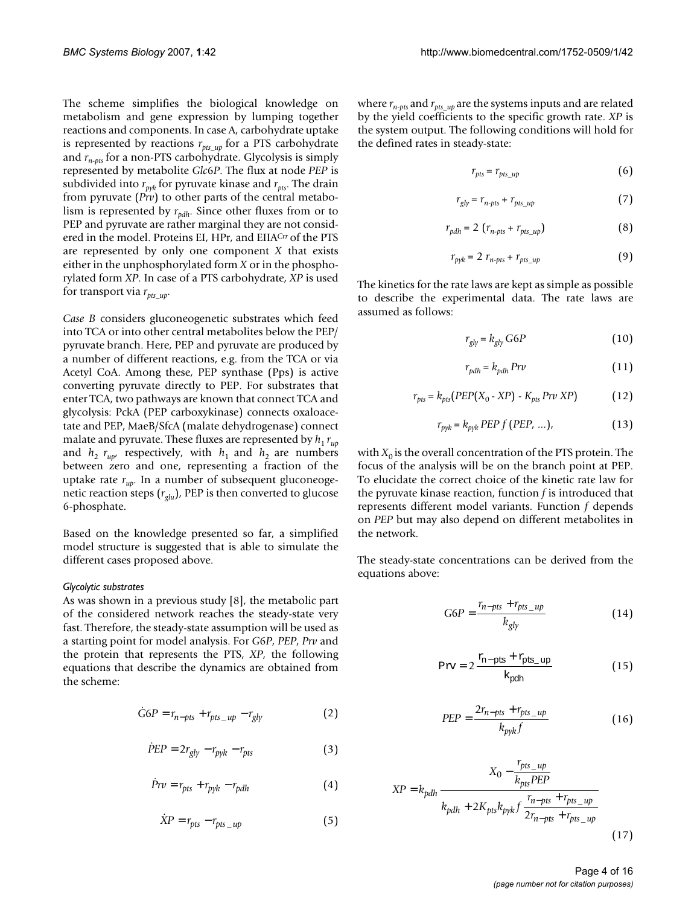The scheme simplifies the biological knowledge on metabolism and gene expression by lumping together reactions and components. In case A, carbohydrate uptake is represented by reactions $r_{pts\_up}$ for a PTS carbohydrate and $r_{n\text{-}pts}$ for a non-PTS carbohydrate. Glycolysis is simply represented by metabolite *Glc6P*. The flux at node *PEP* is subdivided into $r_{pyk}$ for pyruvate kinase and $r_{pts}$. The drain from pyruvate (*Prv*) to other parts of the central metabolism is represented by $r_{pdh}$. Since other fluxes from or to PEP and pyruvate are rather marginal they are not considered in the model. Proteins EI, HPr, and EIIA$^{Crr}$ of the PTS are represented by only one component *X* that exists either in the unphosphorylated form *X* or in the phosphorylated form *XP*. In case of a PTS carbohydrate, *XP* is used for transport via $r_{pts\_up}$.

*Case B* considers gluconeogenetic substrates which feed into TCA or into other central metabolites below the PEP/pyruvate branch. Here, PEP and pyruvate are produced by a number of different reactions, e.g. from the TCA or via Acetyl CoA. Among these, PEP synthase (Pps) is active converting pyruvate directly to PEP. For substrates that enter TCA, two pathways are known that connect TCA and glycolysis: PckA (PEP carboxykinase) connects oxaloacetate and PEP, MaeB/SfcA (malate dehydrogenase) connect malate and pyruvate. These fluxes are represented by $h_1 r_{up}$ and $h_2 r_{up}$, respectively, with $h_1$ and $h_2$ are numbers between zero and one, representing a fraction of the uptake rate $r_{up}$. In a number of subsequent gluconeogenetic reaction steps ($r_{glu}$), PEP is then converted to glucose 6-phosphate.

Based on the knowledge presented so far, a simplified model structure is suggested that is able to simulate the different cases proposed above.

#### Glycolytic substrates

As was shown in a previous study [8], the metabolic part of the considered network reaches the steady-state very fast. Therefore, the steady-state assumption will be used as a starting point for model analysis. For *G6P*, *PEP*, *Prv* and the protein that represents the PTS, *XP*, the following equations that describe the dynamics are obtained from the scheme:

$$\dot{G}6P = r_{n-pts} + r_{pts\_up} - r_{gly} \tag{2}$$

$$\dot{P}EP = 2r_{gly} - r_{pyk} - r_{pts} \tag{3}$$

$$\dot{P}rv = r_{pts} + r_{pyk} - r_{pdh} \tag{4}$$

$$\dot{X}P = r_{pts} - r_{pts\_up} \tag{5}$$

where $r_{n\text{-}pts}$ and $r_{pts\_up}$ are the systems inputs and are related by the yield coefficients to the specific growth rate. *XP* is the system output. The following conditions will hold for the defined rates in steady-state:

$$r_{pts} = r_{pts\_up} \tag{6}$$

$$r_{gly} = r_{n\text{-}pts} + r_{pts\_up} \tag{7}$$

$$r_{pdh} = 2\,(r_{n\text{-}pts} + r_{pts\_up}) \tag{8}$$

$$r_{pyk} = 2\, r_{n\text{-}pts} + r_{pts\_up} \tag{9}$$

The kinetics for the rate laws are kept as simple as possible to describe the experimental data. The rate laws are assumed as follows:

$$r_{gly} = k_{gly}\, G6P \tag{10}$$

$$r_{pdh} = k_{pdh}\, Prv \tag{11}$$

$$r_{pts} = k_{pts}(PEP(X_0 - XP) - K_{pts}\, Prv\, XP) \tag{12}$$

$$r_{pyk} = k_{pyk}\, PEP\, f\,(PEP, ...), \tag{13}$$

with $X_0$ is the overall concentration of the PTS protein. The focus of the analysis will be on the branch point at PEP. To elucidate the correct choice of the kinetic rate law for the pyruvate kinase reaction, function *f* is introduced that represents different model variants. Function *f* depends on *PEP* but may also depend on different metabolites in the network.

The steady-state concentrations can be derived from the equations above:

$$G6P = \frac{r_{n-pts} + r_{pts\_up}}{k_{gly}} \tag{14}$$

$$Prv = 2\frac{r_{n-pts} + r_{pts\_up}}{k_{pdh}} \tag{15}$$

$$PEP = \frac{2r_{n-pts} + r_{pts\_up}}{k_{pyk} f} \tag{16}$$

$$XP = k_{pdh} \frac{X_0 - \dfrac{r_{pts\_up}}{k_{pts} PEP}}{k_{pdh} + 2K_{pts} k_{pyk} f \dfrac{r_{n-pts} + r_{pts\_up}}{2r_{n-pts} + r_{pts\_up}}} \tag{17}$$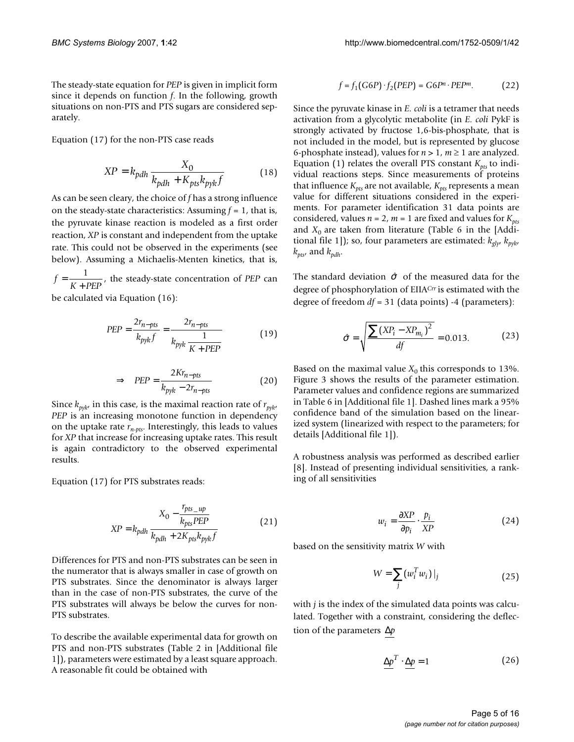The steady-state equation for *PEP* is given in implicit form since it depends on function *f*. In the following, growth situations on non-PTS and PTS sugars are considered separately.

Equation (17) for the non-PTS case reads

$$XP = k_{pdh} \frac{X_0}{k_{pdh} + K_{pts} k_{pyk} f} \quad (18)$$

As can be seen cleary, the choice of *f* has a strong influence on the steady-state characteristics: Assuming $f = 1$, that is, the pyruvate kinase reaction is modeled as a first order reaction, *XP* is constant and independent from the uptake rate. This could not be observed in the experiments (see below). Assuming a Michaelis-Menten kinetics, that is, $f = \frac{1}{K + PEP}$, the steady-state concentration of *PEP* can be calculated via Equation (16):

$$PEP = \frac{2r_{n-pts}}{k_{pyk} f} = \frac{2r_{n-pts}}{k_{pyk} \frac{1}{K + PEP}} \quad (19)$$

$$\Rightarrow \quad PEP = \frac{2Kr_{n-pts}}{k_{pyk} - 2r_{n-pts}} \quad (20)$$

Since $k_{pyk}$, in this case, is the maximal reaction rate of $r_{pyk}$, *PEP* is an increasing monotone function in dependency on the uptake rate $r_{n-pts}$. Interestingly, this leads to values for *XP* that increase for increasing uptake rates. This result is again contradictory to the observed experimental results.

Equation (17) for PTS substrates reads:

$$XP = k_{pdh} \frac{X_0 - \frac{r_{pts\_up}}{k_{pts} PEP}}{k_{pdh} + 2K_{pts} k_{pyk} f} \quad (21)$$

Differences for PTS and non-PTS substrates can be seen in the numerator that is always smaller in case of growth on PTS substrates. Since the denominator is always larger than in the case of non-PTS substrates, the curve of the PTS substrates will always be below the curves for non-PTS substrates.

To describe the available experimental data for growth on PTS and non-PTS substrates (Table 2 in [Additional file 1]), parameters were estimated by a least square approach. A reasonable fit could be obtained with

$$f = f_1(G6P) \cdot f_2(PEP) = G6P^n \cdot PEP^m. \quad (22)$$

Since the pyruvate kinase in *E. coli* is a tetramer that needs activation from a glycolytic metabolite (in *E. coli* PykF is strongly activated by fructose 1,6-bis-phosphate, that is not included in the model, but is represented by glucose 6-phosphate instead), values for $n > 1$, $m \geq 1$ are analyzed. Equation (1) relates the overall PTS constant $K_{pts}$ to individual reactions steps. Since measurements of proteins that influence $K_{pts}$ are not available, $K_{pts}$ represents a mean value for different situations considered in the experiments. For parameter identification 31 data points are considered, values $n = 2$, $m = 1$ are fixed and values for $K_{pts}$ and $X_0$ are taken from literature (Table 6 in the [Additional file 1]); so, four parameters are estimated: $k_{gly}$, $k_{pyk}$, $k_{pts}$, and $k_{pdh}$.

The standard deviation $\hat{\sigma}$ of the measured data for the degree of phosphorylation of $EIIA^{Crr}$ is estimated with the degree of freedom $df = 31$ (data points) -4 (parameters):

$$\hat{\sigma} = \sqrt{\frac{\sum (XP_i - XP_{m_i})^2}{df}} = 0.013. \quad (23)$$

Based on the maximal value $X_0$ this corresponds to 13%. Figure 3 shows the results of the parameter estimation. Parameter values and confidence regions are summarized in Table 6 in [Additional file 1]. Dashed lines mark a 95% confidence band of the simulation based on the linearized system (linearized with respect to the parameters; for details [Additional file 1]).

A robustness analysis was performed as described earlier [8]. Instead of presenting individual sensitivities, a ranking of all sensitivities

$$w_i = \frac{\partial XP}{\partial p_i} \cdot \frac{p_i}{XP} \quad (24)$$

based on the sensitivity matrix *W* with

$$W = \sum_j (w_i^T w_i)\,|_j \quad (25)$$

with *j* is the index of the simulated data points was calculated. Together with a constraint, considering the deflection of the parameters $\underline{\Delta p}$

$$\underline{\Delta p}^T \cdot \underline{\Delta p} = 1 \quad (26)$$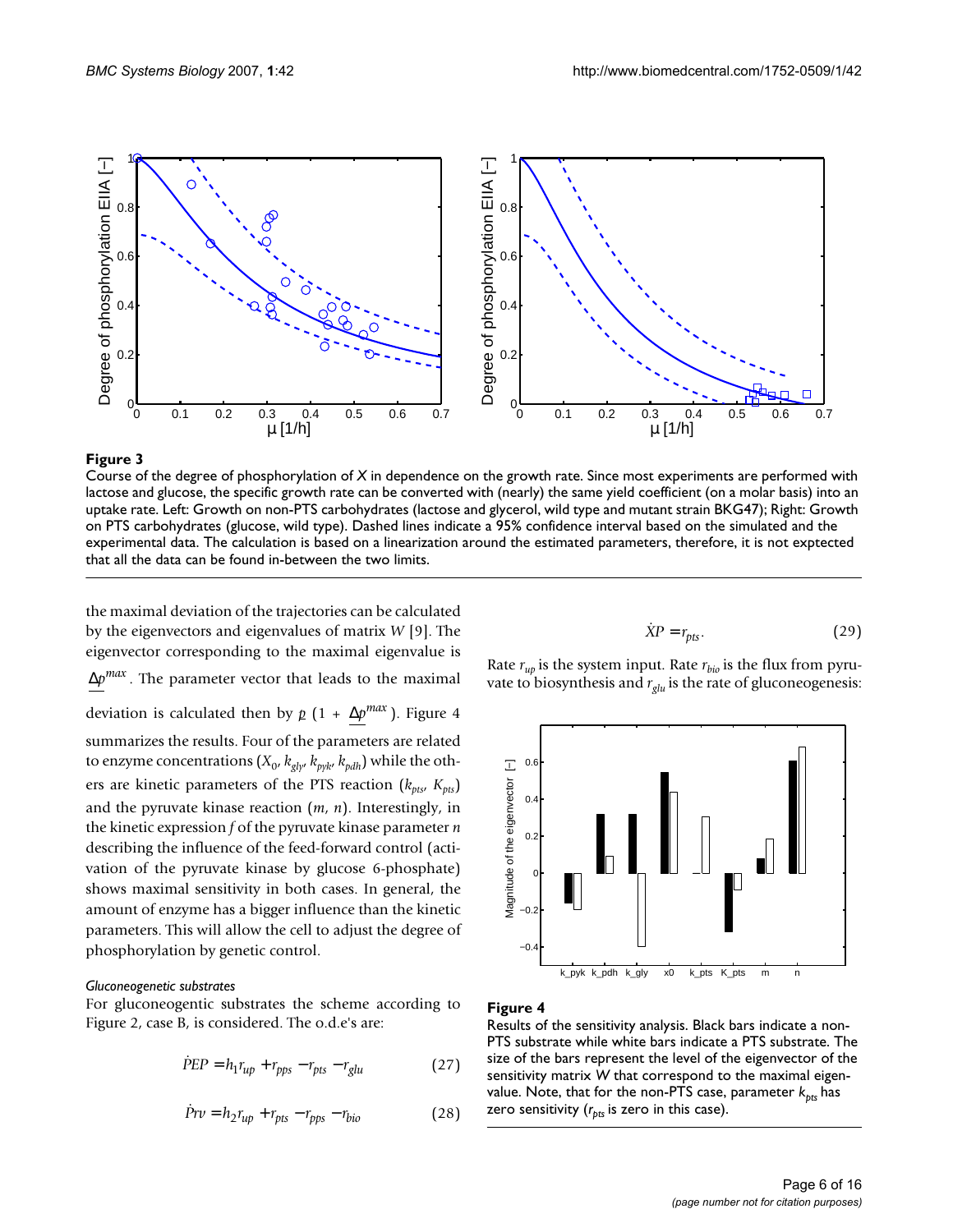**Figure 3**

Course of the degree of phosphorylation of $X$ in dependence on the growth rate. Since most experiments are performed with lactose and glucose, the specific growth rate can be converted with (nearly) the same yield coefficient (on a molar basis) into an uptake rate. Left: Growth on non-PTS carbohydrates (lactose and glycerol, wild type and mutant strain BKG47); Right: Growth on PTS carbohydrates (glucose, wild type). Dashed lines indicate a 95% confidence interval based on the simulated and the experimental data. The calculation is based on a linearization around the estimated parameters, therefore, it is not exptected that all the data can be found in-between the two limits.

the maximal deviation of the trajectories can be calculated by the eigenvectors and eigenvalues of matrix $W$ [9]. The eigenvector corresponding to the maximal eigenvalue is $\underline{\Delta p}^{max}$. The parameter vector that leads to the maximal deviation is calculated then by $\underline{p}\,(1 + \underline{\Delta p}^{max})$. Figure 4 summarizes the results. Four of the parameters are related to enzyme concentrations ($X_0$, $k_{gly}$, $k_{pyk}$, $k_{pdh}$) while the others are kinetic parameters of the PTS reaction ($k_{pts}$, $K_{pts}$) and the pyruvate kinase reaction ($m$, $n$). Interestingly, in the kinetic expression $f$ of the pyruvate kinase parameter $n$ describing the influence of the feed-forward control (activation of the pyruvate kinase by glucose 6-phosphate) shows maximal sensitivity in both cases. In general, the amount of enzyme has a bigger influence than the kinetic parameters. This will allow the cell to adjust the degree of phosphorylation by genetic control.

*Gluconeogenetic substrates*

For gluconeogentic substrates the scheme according to Figure 2, case B, is considered. The o.d.e's are:

$$\dot{PEP} = h_1 r_{up} + r_{pps} - r_{pts} - r_{glu} \tag{27}$$

$$\dot{Prv} = h_2 r_{up} + r_{pts} - r_{pps} - r_{bio} \tag{28}$$

$$\dot{XP} = r_{pts}. \tag{29}$$

Rate $r_{up}$ is the system input. Rate $r_{bio}$ is the flux from pyruvate to biosynthesis and $r_{glu}$ is the rate of gluconeogenesis:

**Figure 4**

Results of the sensitivity analysis. Black bars indicate a non-PTS substrate while white bars indicate a PTS substrate. The size of the bars represent the level of the eigenvector of the sensitivity matrix $W$ that correspond to the maximal eigenvalue. Note, that for the non-PTS case, parameter $k_{pts}$ has zero sensitivity ($r_{pts}$ is zero in this case).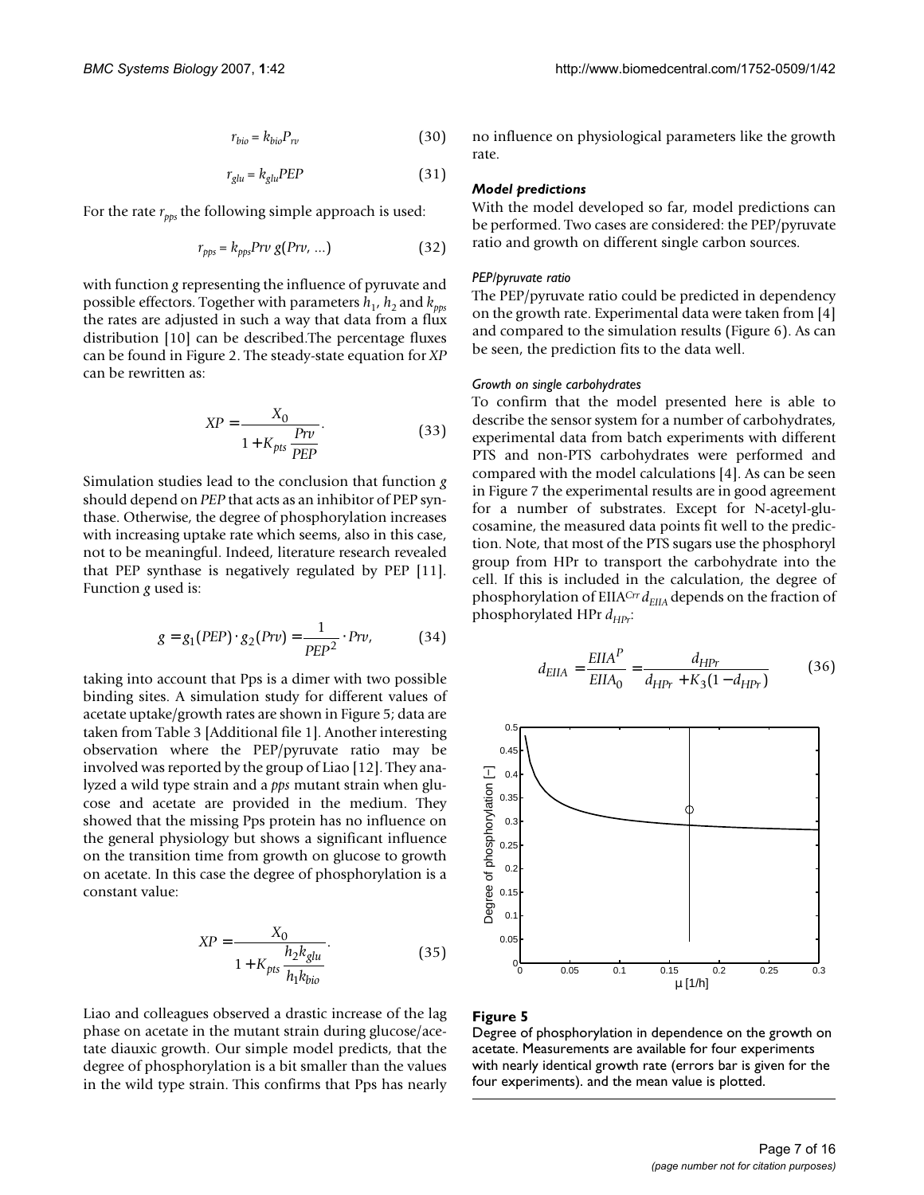$$r_{bio} = k_{bio} P_{rv} \quad (30)$$

$$r_{glu} = k_{glu} PEP \quad (31)$$

For the rate $r_{pps}$ the following simple approach is used:

$$r_{pps} = k_{pps} Prv \; g(Prv, \ldots) \quad (32)$$

with function $g$ representing the influence of pyruvate and possible effectors. Together with parameters $h_1$, $h_2$ and $k_{pps}$ the rates are adjusted in such a way that data from a flux distribution [10] can be described.The percentage fluxes can be found in Figure 2. The steady-state equation for $XP$ can be rewritten as:

$$XP = \frac{X_0}{1 + K_{pts} \dfrac{Prv}{PEP}}. \quad (33)$$

Simulation studies lead to the conclusion that function $g$ should depend on $PEP$ that acts as an inhibitor of PEP synthase. Otherwise, the degree of phosphorylation increases with increasing uptake rate which seems, also in this case, not to be meaningful. Indeed, literature research revealed that PEP synthase is negatively regulated by PEP [11]. Function $g$ used is:

$$g = g_1(PEP) \cdot g_2(Prv) = \frac{1}{PEP^2} \cdot Prv, \quad (34)$$

taking into account that Pps is a dimer with two possible binding sites. A simulation study for different values of acetate uptake/growth rates are shown in Figure 5; data are taken from Table 3 [Additional file 1]. Another interesting observation where the PEP/pyruvate ratio may be involved was reported by the group of Liao [12]. They analyzed a wild type strain and a *pps* mutant strain when glucose and acetate are provided in the medium. They showed that the missing Pps protein has no influence on the general physiology but shows a significant influence on the transition time from growth on glucose to growth on acetate. In this case the degree of phosphorylation is a constant value:

$$XP = \frac{X_0}{1 + K_{pts} \dfrac{h_2 k_{glu}}{h_1 k_{bio}}}. \quad (35)$$

Liao and colleagues observed a drastic increase of the lag phase on acetate in the mutant strain during glucose/acetate diauxic growth. Our simple model predicts, that the degree of phosphorylation is a bit smaller than the values in the wild type strain. This confirms that Pps has nearly no influence on physiological parameters like the growth rate.

### *Model predictions*

With the model developed so far, model predictions can be performed. Two cases are considered: the PEP/pyruvate ratio and growth on different single carbon sources.

#### *PEP/pyruvate ratio*

The PEP/pyruvate ratio could be predicted in dependency on the growth rate. Experimental data were taken from [4] and compared to the simulation results (Figure 6). As can be seen, the prediction fits to the data well.

#### *Growth on single carbohydrates*

To confirm that the model presented here is able to describe the sensor system for a number of carbohydrates, experimental data from batch experiments with different PTS and non-PTS carbohydrates were performed and compared with the model calculations [4]. As can be seen in Figure 7 the experimental results are in good agreement for a number of substrates. Except for N-acetyl-glucosamine, the measured data points fit well to the prediction. Note, that most of the PTS sugars use the phosphoryl group from HPr to transport the carbohydrate into the cell. If this is included in the calculation, the degree of phosphorylation of EIIA$^{Crr}$ $d_{EIIA}$ depends on the fraction of phosphorylated HPr $d_{HPr}$:

$$d_{EIIA} = \frac{EIIA^P}{EIIA_0} = \frac{d_{HPr}}{d_{HPr} + K_3(1 - d_{HPr})} \quad (36)$$

**Figure 5**

Degree of phosphorylation in dependence on the growth on acetate. Measurements are available for four experiments with nearly identical growth rate (errors bar is given for the four experiments). and the mean value is plotted.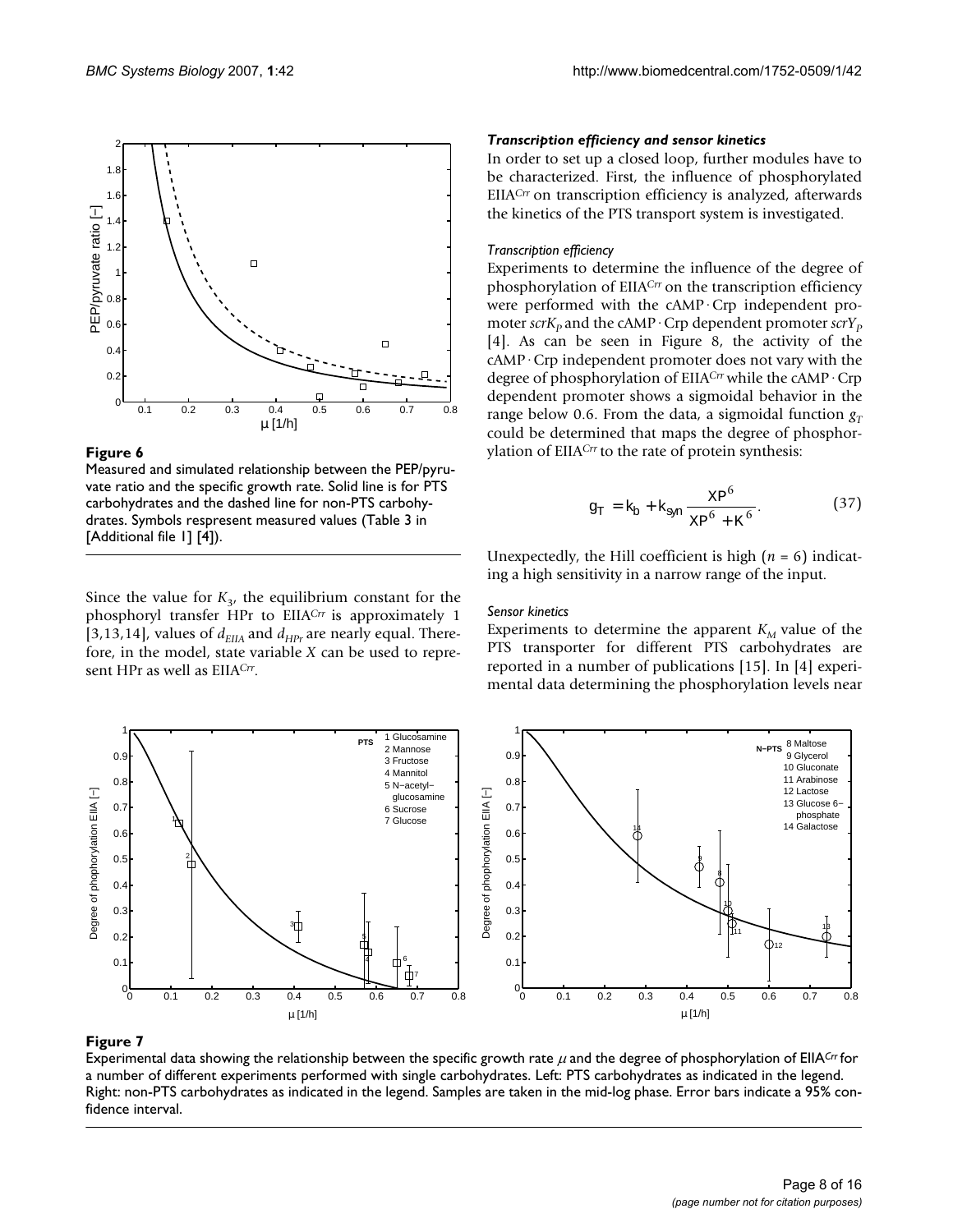**Figure 6**

Measured and simulated relationship between the PEP/pyruvate ratio and the specific growth rate. Solid line is for PTS carbohydrates and the dashed line for non-PTS carbohydrates. Symbols respresent measured values (Table 3 in [Additional file 1] [4]).

Since the value for $K_3$, the equilibrium constant for the phosphoryl transfer HPr to EIIA$^{Crr}$ is approximately 1 [3,13,14], values of $d_{EIIA}$ and $d_{HPr}$ are nearly equal. Therefore, in the model, state variable $X$ can be used to represent HPr as well as EIIA$^{Crr}$.

### *Transcription efficiency and sensor kinetics*

In order to set up a closed loop, further modules have to be characterized. First, the influence of phosphorylated EIIA$^{Crr}$ on transcription efficiency is analyzed, afterwards the kinetics of the PTS transport system is investigated.

#### *Transcription efficiency*

Experiments to determine the influence of the degree of phosphorylation of EIIA$^{Crr}$ on the transcription efficiency were performed with the cAMP · Crp independent promoter $scrK_P$ and the cAMP · Crp dependent promoter $scrY_P$ [4]. As can be seen in Figure 8, the activity of the cAMP · Crp independent promoter does not vary with the degree of phosphorylation of EIIA$^{Crr}$ while the cAMP · Crp dependent promoter shows a sigmoidal behavior in the range below 0.6. From the data, a sigmoidal function $g_T$ could be determined that maps the degree of phosphorylation of EIIA$^{Crr}$ to the rate of protein synthesis:

$$g_T = k_b + k_{syn} \frac{XP^6}{XP^6 + K^6}. \qquad (37)$$

Unexpectedly, the Hill coefficient is high ($n = 6$) indicating a high sensitivity in a narrow range of the input.

#### *Sensor kinetics*

Experiments to determine the apparent $K_M$ value of the PTS transporter for different PTS carbohydrates are reported in a number of publications [15]. In [4] experimental data determining the phosphorylation levels near

**Figure 7**

Experimental data showing the relationship between the specific growth rate $\mu$ and the degree of phosphorylation of EIIA$^{Crr}$ for a number of different experiments performed with single carbohydrates. Left: PTS carbohydrates as indicated in the legend. Right: non-PTS carbohydrates as indicated in the legend. Samples are taken in the mid-log phase. Error bars indicate a 95% confidence interval.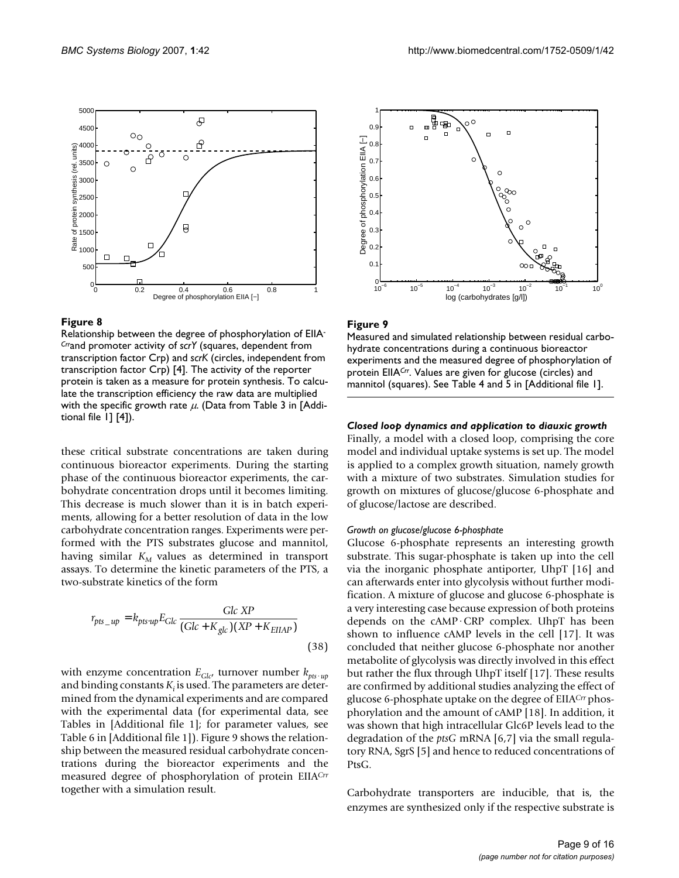**Figure 8**

Relationship between the degree of phosphorylation of EIIA$^{Crr}$and promoter activity of *scrY* (squares, dependent from transcription factor Crp) and *scrK* (circles, independent from transcription factor Crp) [4]. The activity of the reporter protein is taken as a measure for protein synthesis. To calculate the transcription efficiency the raw data are multiplied with the specific growth rate $\mu$. (Data from Table 3 in [Additional file 1] [4]).

**Figure 9**

Measured and simulated relationship between residual carbohydrate concentrations during a continuous bioreactor experiments and the measured degree of phosphorylation of protein EIIA$^{Crr}$. Values are given for glucose (circles) and mannitol (squares). See Table 4 and 5 in [Additional file 1].

these critical substrate concentrations are taken during continuous bioreactor experiments. During the starting phase of the continuous bioreactor experiments, the carbohydrate concentration drops until it becomes limiting. This decrease is much slower than it is in batch experiments, allowing for a better resolution of data in the low carbohydrate concentration ranges. Experiments were performed with the PTS substrates glucose and mannitol, having similar $K_M$ values as determined in transport assays. To determine the kinetic parameters of the PTS, a two-substrate kinetics of the form

$$r_{pts\_up} = k_{pts \cdot up} E_{Glc} \frac{Glc \ XP}{(Glc + K_{glc})(XP + K_{EIIAP})} \tag{38}$$

with enzyme concentration $E_{Glc}$, turnover number $k_{pts \cdot up}$ and binding constants $K_i$ is used. The parameters are determined from the dynamical experiments and are compared with the experimental data (for experimental data, see Tables in [Additional file 1]; for parameter values, see Table 6 in [Additional file 1]). Figure 9 shows the relationship between the measured residual carbohydrate concentrations during the bioreactor experiments and the measured degree of phosphorylation of protein EIIA$^{Crr}$ together with a simulation result.

### *Closed loop dynamics and application to diauxic growth*

Finally, a model with a closed loop, comprising the core model and individual uptake systems is set up. The model is applied to a complex growth situation, namely growth with a mixture of two substrates. Simulation studies for growth on mixtures of glucose/glucose 6-phosphate and of glucose/lactose are described.

#### *Growth on glucose/glucose 6-phosphate*

Glucose 6-phosphate represents an interesting growth substrate. This sugar-phosphate is taken up into the cell via the inorganic phosphate antiporter, UhpT [16] and can afterwards enter into glycolysis without further modification. A mixture of glucose and glucose 6-phosphate is a very interesting case because expression of both proteins depends on the cAMP·CRP complex. UhpT has been shown to influence cAMP levels in the cell [17]. It was concluded that neither glucose 6-phosphate nor another metabolite of glycolysis was directly involved in this effect but rather the flux through UhpT itself [17]. These results are confirmed by additional studies analyzing the effect of glucose 6-phosphate uptake on the degree of EIIA$^{Crr}$ phosphorylation and the amount of cAMP [18]. In addition, it was shown that high intracellular Glc6P levels lead to the degradation of the *ptsG* mRNA [6,7] via the small regulatory RNA, SgrS [5] and hence to reduced concentrations of PtsG.

Carbohydrate transporters are inducible, that is, the enzymes are synthesized only if the respective substrate is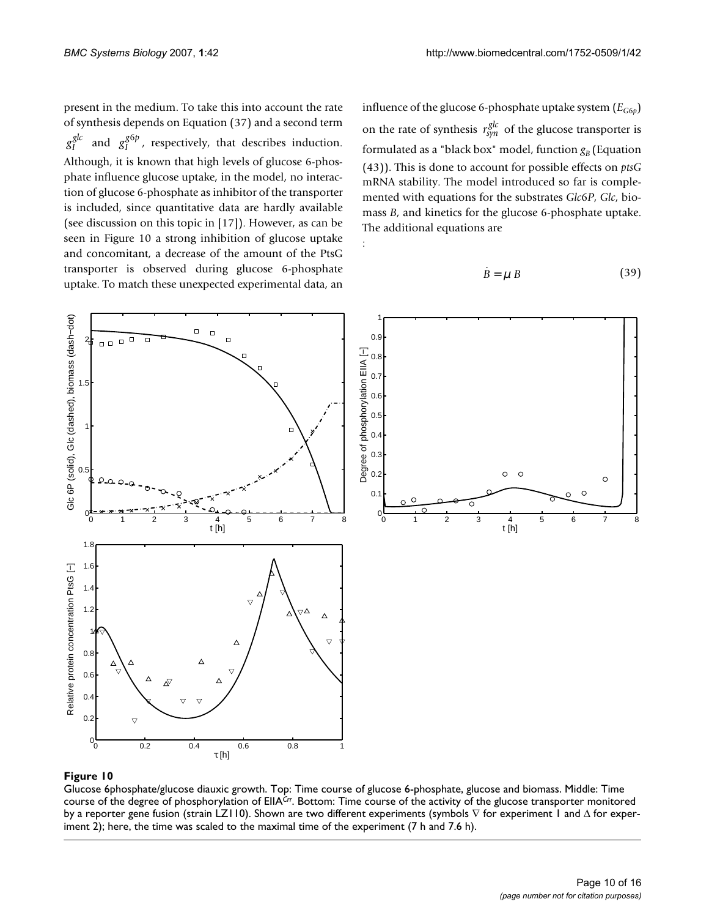present in the medium. To take this into account the rate of synthesis depends on Equation (37) and a second term $g_I^{glc}$ and $g_I^{g6p}$, respectively, that describes induction. Although, it is known that high levels of glucose 6-phosphate influence glucose uptake, in the model, no interaction of glucose 6-phosphate as inhibitor of the transporter is included, since quantitative data are hardly available (see discussion on this topic in [17]). However, as can be seen in Figure 10 a strong inhibition of glucose uptake and concomitant, a decrease of the amount of the PtsG transporter is observed during glucose 6-phosphate uptake. To match these unexpected experimental data, an influence of the glucose 6-phosphate uptake system ($E_{G6p}$) on the rate of synthesis $r_{syn}^{glc}$ of the glucose transporter is formulated as a "black box" model, function $g_B$ (Equation (43)). This is done to account for possible effects on *ptsG* mRNA stability. The model introduced so far is complemented with equations for the substrates *Glc*6*P*, *Glc*, biomass *B*, and kinetics for the glucose 6-phosphate uptake. The additional equations are

:

$$\dot{B} = \mu\, B \tag{39}$$

**Figure 10**

Glucose 6phosphate/glucose diauxic growth. Top: Time course of glucose 6-phosphate, glucose and biomass. Middle: Time course of the degree of phosphorylation of EIIA$^{Crr}$. Bottom: Time course of the activity of the glucose transporter monitored by a reporter gene fusion (strain LZ110). Shown are two different experiments (symbols ∇ for experiment 1 and Δ for experiment 2); here, the time was scaled to the maximal time of the experiment (7 h and 7.6 h).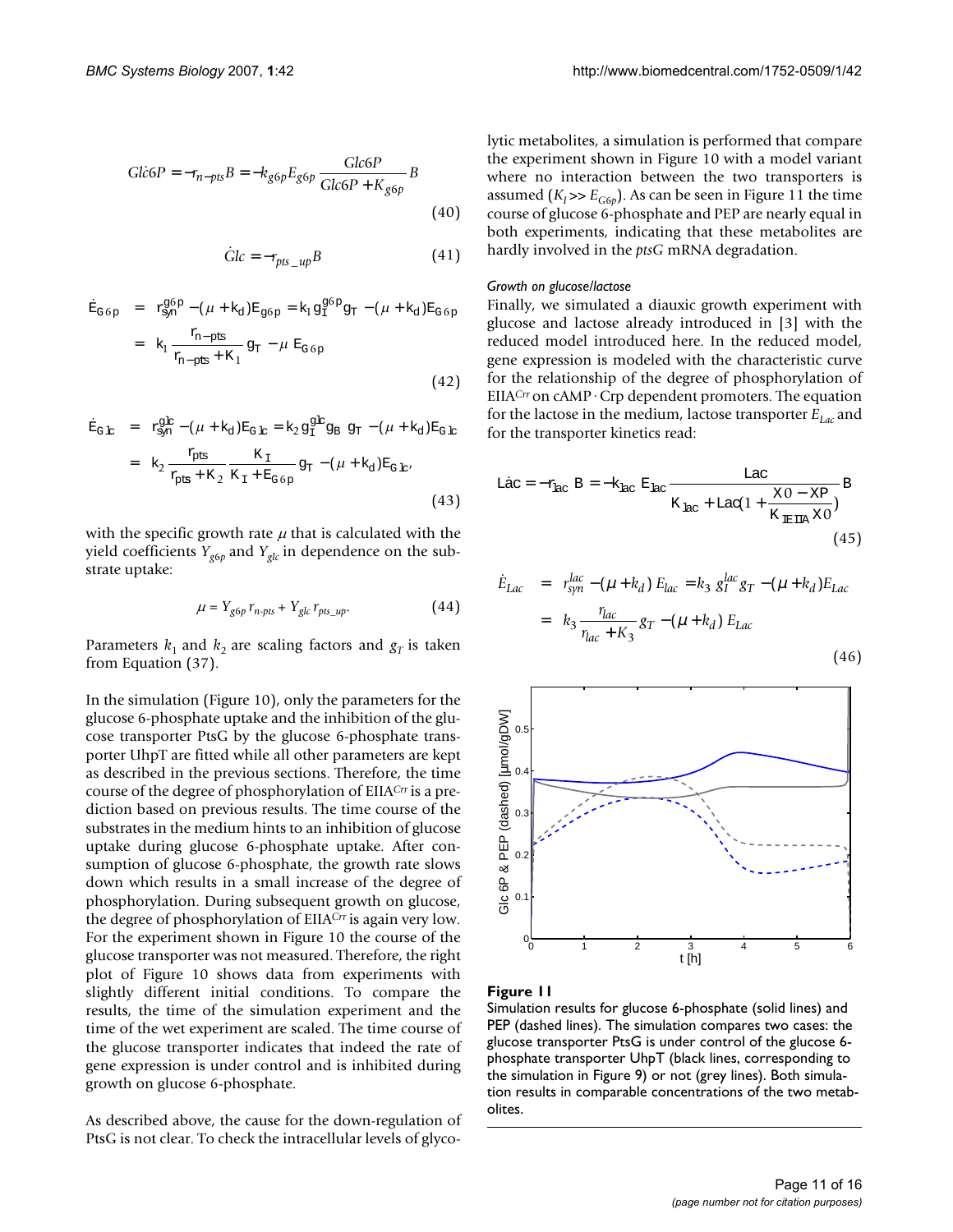$$G\dot{l}c6P = -r_{n-pts}B = -k_{g6p}E_{g6p}\frac{Glc6P}{Glc6P + K_{g6p}}B \tag{40}$$

$$\dot{G}lc = -r_{pts\_up}B \tag{41}$$

$$\begin{aligned}\dot{E}_{G6p} &= r_{syn}^{g6p} - (\mu + k_d)E_{g6p} = k_1 g_I^{g6p} g_T - (\mu + k_d)E_{G6p} \\ &= k_1 \frac{r_{n-pts}}{r_{n-pts} + K_1} g_T - \mu\, E_{G6p}\end{aligned} \tag{42}$$

$$\begin{aligned}\dot{E}_{Glc} &= r_{syn}^{glc} - (\mu + k_d)E_{Glc} = k_2 g_I^{glc} g_B\, g_T - (\mu + k_d)E_{Glc} \\ &= k_2 \frac{r_{pts}}{r_{pts} + K_2}\frac{K_I}{K_I + E_{G6p}} g_T - (\mu + k_d)E_{Glc},\end{aligned} \tag{43}$$

with the specific growth rate $\mu$ that is calculated with the yield coefficients $Y_{g6p}$ and $Y_{glc}$ in dependence on the substrate uptake:

$$\mu = Y_{g6p}\, r_{n\text{-}pts} + Y_{glc}\, r_{pts\_up}. \tag{44}$$

Parameters $k_1$ and $k_2$ are scaling factors and $g_T$ is taken from Equation (37).

In the simulation (Figure 10), only the parameters for the glucose 6-phosphate uptake and the inhibition of the glucose transporter PtsG by the glucose 6-phosphate transporter UhpT are fitted while all other parameters are kept as described in the previous sections. Therefore, the time course of the degree of phosphorylation of EIIA$^{Crr}$ is a prediction based on previous results. The time course of the substrates in the medium hints to an inhibition of glucose uptake during glucose 6-phosphate uptake. After consumption of glucose 6-phosphate, the growth rate slows down which results in a small increase of the degree of phosphorylation. During subsequent growth on glucose, the degree of phosphorylation of EIIA$^{Crr}$ is again very low. For the experiment shown in Figure 10 the course of the glucose transporter was not measured. Therefore, the right plot of Figure 10 shows data from experiments with slightly different initial conditions. To compare the results, the time of the simulation experiment and the time of the wet experiment are scaled. The time course of the glucose transporter indicates that indeed the rate of gene expression is under control and is inhibited during growth on glucose 6-phosphate.

As described above, the cause for the down-regulation of PtsG is not clear. To check the intracellular levels of glycolytic metabolites, a simulation is performed that compare the experiment shown in Figure 10 with a model variant where no interaction between the two transporters is assumed ($K_I >> E_{G6p}$). As can be seen in Figure 11 the time course of glucose 6-phosphate and PEP are nearly equal in both experiments, indicating that these metabolites are hardly involved in the *ptsG* mRNA degradation.

#### *Growth on glucose/lactose*

Finally, we simulated a diauxic growth experiment with glucose and lactose already introduced in [3] with the reduced model introduced here. In the reduced model, gene expression is modeled with the characteristic curve for the relationship of the degree of phosphorylation of EIIA$^{Crr}$ on cAMP · Crp dependent promoters. The equation for the lactose in the medium, lactose transporter $E_{Lac}$ and for the transporter kinetics read:

$$L\dot{a}c = -r_{lac}\,B = -k_{lac}\,E_{lac}\frac{Lac}{K_{lac} + Lac(1 + \frac{X0 - XP}{K_{EIIA}\,X0})}B \tag{45}$$

$$\begin{aligned}\dot{E}_{Lac} &= r_{syn}^{lac} - (\mu + k_d)\,E_{lac} = k_3\, g_I^{lac} g_T - (\mu + k_d)E_{Lac} \\ &= k_3 \frac{r_{lac}}{r_{lac} + K_3} g_T - (\mu + k_d)\,E_{Lac}\end{aligned} \tag{46}$$

**Figure 11**

Simulation results for glucose 6-phosphate (solid lines) and PEP (dashed lines). The simulation compares two cases: the glucose transporter PtsG is under control of the glucose 6-phosphate transporter UhpT (black lines, corresponding to the simulation in Figure 9) or not (grey lines). Both simulation results in comparable concentrations of the two metabolites.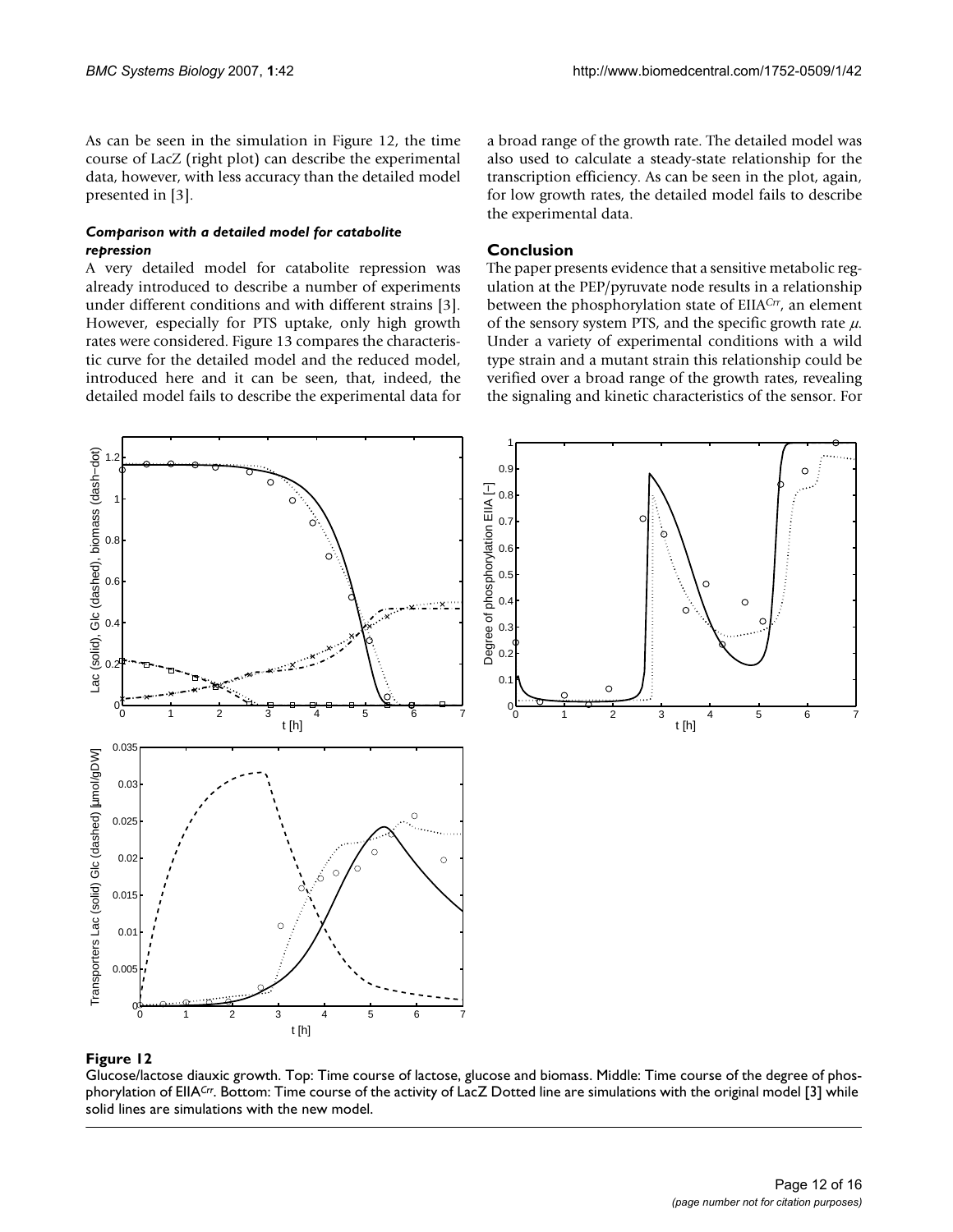As can be seen in the simulation in Figure 12, the time course of LacZ (right plot) can describe the experimental data, however, with less accuracy than the detailed model presented in [3].

#### *Comparison with a detailed model for catabolite repression*

A very detailed model for catabolite repression was already introduced to describe a number of experiments under different conditions and with different strains [3]. However, especially for PTS uptake, only high growth rates were considered. Figure 13 compares the characteristic curve for the detailed model and the reduced model, introduced here and it can be seen, that, indeed, the detailed model fails to describe the experimental data for a broad range of the growth rate. The detailed model was also used to calculate a steady-state relationship for the transcription efficiency. As can be seen in the plot, again, for low growth rates, the detailed model fails to describe the experimental data.

## Conclusion

The paper presents evidence that a sensitive metabolic regulation at the PEP/pyruvate node results in a relationship between the phosphorylation state of $EIIA^{Crr}$, an element of the sensory system PTS, and the specific growth rate $\mu$. Under a variety of experimental conditions with a wild type strain and a mutant strain this relationship could be verified over a broad range of the growth rates, revealing the signaling and kinetic characteristics of the sensor. For

**Figure 12**

Glucose/lactose diauxic growth. Top: Time course of lactose, glucose and biomass. Middle: Time course of the degree of phosphorylation of $EIIA^{Crr}$. Bottom: Time course of the activity of LacZ Dotted line are simulations with the original model [3] while solid lines are simulations with the new model.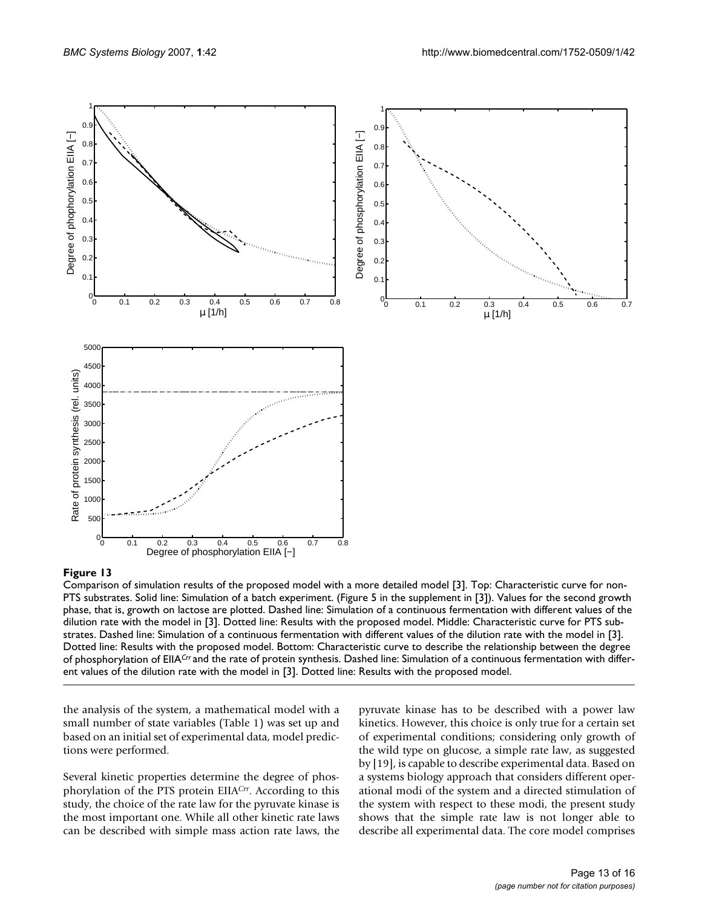**Figure 13**

Comparison of simulation results of the proposed model with a more detailed model [3]. Top: Characteristic curve for non-PTS substrates. Solid line: Simulation of a batch experiment. (Figure 5 in the supplement in [3]). Values for the second growth phase, that is, growth on lactose are plotted. Dashed line: Simulation of a continuous fermentation with different values of the dilution rate with the model in [3]. Dotted line: Results with the proposed model. Middle: Characteristic curve for PTS substrates. Dashed line: Simulation of a continuous fermentation with different values of the dilution rate with the model in [3]. Dotted line: Results with the proposed model. Bottom: Characteristic curve to describe the relationship between the degree of phosphorylation of EIIA$^{Crr}$ and the rate of protein synthesis. Dashed line: Simulation of a continuous fermentation with different values of the dilution rate with the model in [3]. Dotted line: Results with the proposed model.

the analysis of the system, a mathematical model with a small number of state variables (Table 1) was set up and based on an initial set of experimental data, model predictions were performed.

Several kinetic properties determine the degree of phosphorylation of the PTS protein EIIA$^{Crr}$. According to this study, the choice of the rate law for the pyruvate kinase is the most important one. While all other kinetic rate laws can be described with simple mass action rate laws, the pyruvate kinase has to be described with a power law kinetics. However, this choice is only true for a certain set of experimental conditions; considering only growth of the wild type on glucose, a simple rate law, as suggested by [19], is capable to describe experimental data. Based on a systems biology approach that considers different operational modi of the system and a directed stimulation of the system with respect to these modi, the present study shows that the simple rate law is not longer able to describe all experimental data. The core model comprises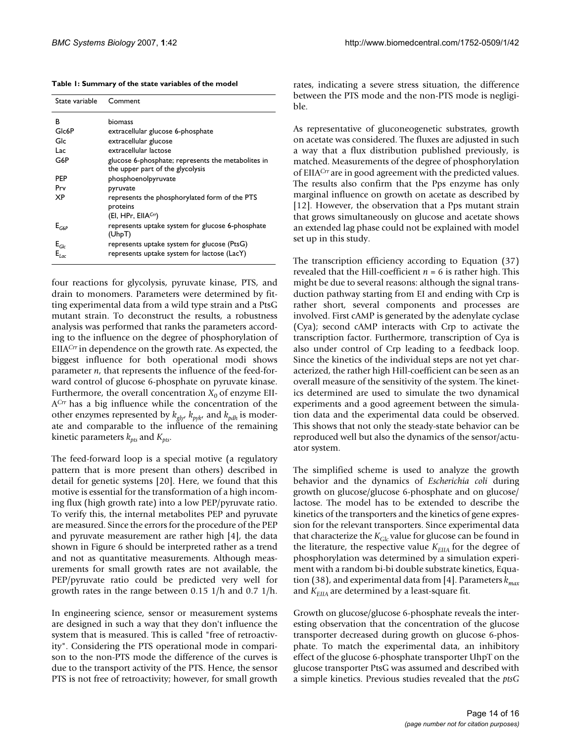**Table 1: Summary of the state variables of the model**

| State variable | Comment |
|---|---|
| B | biomass |
| Glc6P | extracellular glucose 6-phosphate |
| Glc | extracellular glucose |
| Lac | extracellular lactose |
| G6P | glucose 6-phosphate; represents the metabolites in the upper part of the glycolysis |
| PEP | phosphoenolpyruvate |
| Prv | pyruvate |
| XP | represents the phosphorylated form of the PTS proteins (EI, HPr, EIIA$^{Crr}$) |
| $E_{G6P}$ | represents uptake system for glucose 6-phosphate (UhpT) |
| $E_{Glc}$ | represents uptake system for glucose (PtsG) |
| $E_{Lac}$ | represents uptake system for lactose (LacY) |

four reactions for glycolysis, pyruvate kinase, PTS, and drain to monomers. Parameters were determined by fitting experimental data from a wild type strain and a PtsG mutant strain. To deconstruct the results, a robustness analysis was performed that ranks the parameters according to the influence on the degree of phosphorylation of EIIA$^{Crr}$ in dependence on the growth rate. As expected, the biggest influence for both operational modi shows parameter $n$, that represents the influence of the feed-forward control of glucose 6-phosphate on pyruvate kinase. Furthermore, the overall concentration $X_0$ of enzyme EIIA$^{Crr}$ has a big influence while the concentration of the other enzymes represented by $k_{gly}$, $k_{pyk}$, and $k_{pdh}$ is moderate and comparable to the influence of the remaining kinetic parameters $k_{pts}$ and $K_{pts}$.

The feed-forward loop is a special motive (a regulatory pattern that is more present than others) described in detail for genetic systems [20]. Here, we found that this motive is essential for the transformation of a high incoming flux (high growth rate) into a low PEP/pyruvate ratio. To verify this, the internal metabolites PEP and pyruvate are measured. Since the errors for the procedure of the PEP and pyruvate measurement are rather high [4], the data shown in Figure 6 should be interpreted rather as a trend and not as quantitative measurements. Although measurements for small growth rates are not available, the PEP/pyruvate ratio could be predicted very well for growth rates in the range between 0.15 1/h and 0.7 1/h.

In engineering science, sensor or measurement systems are designed in such a way that they don't influence the system that is measured. This is called "free of retroactivity". Considering the PTS operational mode in comparison to the non-PTS mode the difference of the curves is due to the transport activity of the PTS. Hence, the sensor PTS is not free of retroactivity; however, for small growth rates, indicating a severe stress situation, the difference between the PTS mode and the non-PTS mode is negligible.

As representative of gluconeogenetic substrates, growth on acetate was considered. The fluxes are adjusted in such a way that a flux distribution published previously, is matched. Measurements of the degree of phosphorylation of EIIA$^{Crr}$ are in good agreement with the predicted values. The results also confirm that the Pps enzyme has only marginal influence on growth on acetate as described by [12]. However, the observation that a Pps mutant strain that grows simultaneously on glucose and acetate shows an extended lag phase could not be explained with model set up in this study.

The transcription efficiency according to Equation (37) revealed that the Hill-coefficient $n = 6$ is rather high. This might be due to several reasons: although the signal transduction pathway starting from EI and ending with Crp is rather short, several components and processes are involved. First cAMP is generated by the adenylate cyclase (Cya); second cAMP interacts with Crp to activate the transcription factor. Furthermore, transcription of Cya is also under control of Crp leading to a feedback loop. Since the kinetics of the individual steps are not yet characterized, the rather high Hill-coefficient can be seen as an overall measure of the sensitivity of the system. The kinetics determined are used to simulate the two dynamical experiments and a good agreement between the simulation data and the experimental data could be observed. This shows that not only the steady-state behavior can be reproduced well but also the dynamics of the sensor/actuator system.

The simplified scheme is used to analyze the growth behavior and the dynamics of *Escherichia coli* during growth on glucose/glucose 6-phosphate and on glucose/lactose. The model has to be extended to describe the kinetics of the transporters and the kinetics of gene expression for the relevant transporters. Since experimental data that characterize the $K_{Glc}$ value for glucose can be found in the literature, the respective value $K_{EIIA}$ for the degree of phosphorylation was determined by a simulation experiment with a random bi-bi double substrate kinetics, Equation (38), and experimental data from [4]. Parameters $k_{max}$ and $K_{EIIA}$ are determined by a least-square fit.

Growth on glucose/glucose 6-phosphate reveals the interesting observation that the concentration of the glucose transporter decreased during growth on glucose 6-phosphate. To match the experimental data, an inhibitory effect of the glucose 6-phosphate transporter UhpT on the glucose transporter PtsG was assumed and described with a simple kinetics. Previous studies revealed that the *ptsG*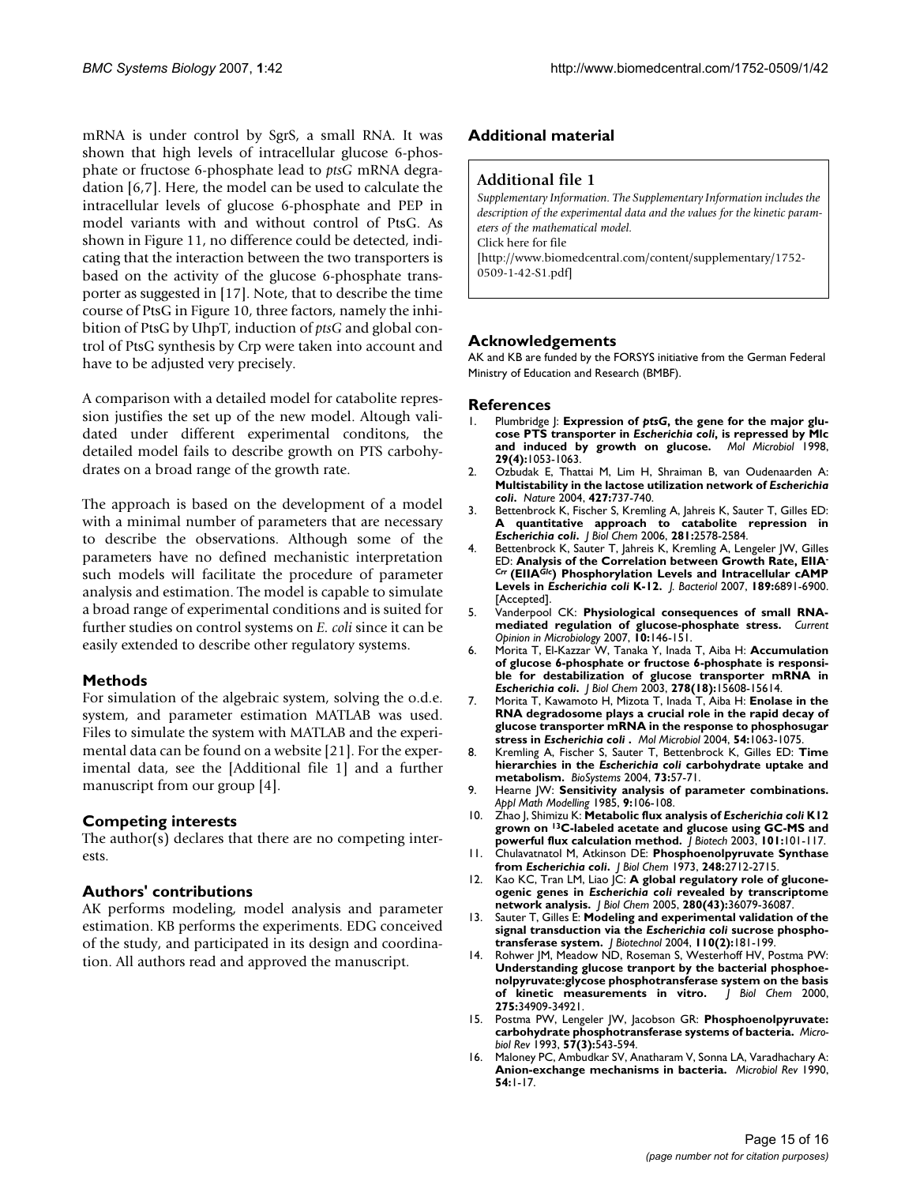mRNA is under control by SgrS, a small RNA. It was shown that high levels of intracellular glucose 6-phosphate or fructose 6-phosphate lead to *ptsG* mRNA degradation [6,7]. Here, the model can be used to calculate the intracellular levels of glucose 6-phosphate and PEP in model variants with and without control of PtsG. As shown in Figure 11, no difference could be detected, indicating that the interaction between the two transporters is based on the activity of the glucose 6-phosphate transporter as suggested in [17]. Note, that to describe the time course of PtsG in Figure 10, three factors, namely the inhibition of PtsG by UhpT, induction of *ptsG* and global control of PtsG synthesis by Crp were taken into account and have to be adjusted very precisely.

A comparison with a detailed model for catabolite repression justifies the set up of the new model. Altough validated under different experimental conditons, the detailed model fails to describe growth on PTS carbohydrates on a broad range of the growth rate.

The approach is based on the development of a model with a minimal number of parameters that are necessary to describe the observations. Although some of the parameters have no defined mechanistic interpretation such models will facilitate the procedure of parameter analysis and estimation. The model is capable to simulate a broad range of experimental conditions and is suited for further studies on control systems on *E. coli* since it can be easily extended to describe other regulatory systems.

## Methods

For simulation of the algebraic system, solving the o.d.e. system, and parameter estimation MATLAB was used. Files to simulate the system with MATLAB and the experimental data can be found on a website [21]. For the experimental data, see the [Additional file 1] and a further manuscript from our group [4].

## Competing interests

The author(s) declares that there are no competing interests.

## Authors' contributions

AK performs modeling, model analysis and parameter estimation. KB performs the experiments. EDG conceived of the study, and participated in its design and coordination. All authors read and approved the manuscript.

## Additional material

### Additional file 1

*Supplementary Information. The Supplementary Information includes the description of the experimental data and the values for the kinetic parameters of the mathematical model.*
Click here for file
[http://www.biomedcentral.com/content/supplementary/1752-0509-1-42-S1.pdf]

## Acknowledgements

AK and KB are funded by the FORSYS initiative from the German Federal Ministry of Education and Research (BMBF).

## References

1. Plumbridge J: **Expression of *ptsG*, the gene for the major glucose PTS transporter in *Escherichia coli*, is repressed by Mlc and induced by growth on glucose.** *Mol Microbiol* 1998, **29(4):**1053-1063.
2. Ozbudak E, Thattai M, Lim H, Shraiman B, van Oudenaarden A: **Multistability in the lactose utilization network of *Escherichia coli*.** *Nature* 2004, **427:**737-740.
3. Bettenbrock K, Fischer S, Kremling A, Jahreis K, Sauter T, Gilles ED: **A quantitative approach to catabolite repression in *Escherichia coli*.** *J Biol Chem* 2006, **281:**2578-2584.
4. Bettenbrock K, Sauter T, Jahreis K, Kremling A, Lengeler JW, Gilles ED: **Analysis of the Correlation between Growth Rate, EIIA$^{Crr}$ (EIIA$^{Glc}$) Phosphorylation Levels and Intracellular cAMP Levels in *Escherichia coli* K-12.** *J. Bacteriol* 2007, **189:**6891-6900. [Accepted].
5. Vanderpool CK: **Physiological consequences of small RNA-mediated regulation of glucose-phosphate stress.** *Current Opinion in Microbiology* 2007, **10:**146-151.
6. Morita T, El-Kazzar W, Tanaka Y, Inada T, Aiba H: **Accumulation of glucose 6-phosphate or fructose 6-phosphate is responsible for destabilization of glucose transporter mRNA in *Escherichia coli*.** *J Biol Chem* 2003, **278(18):**15608-15614.
7. Morita T, Kawamoto H, Mizota T, Inada T, Aiba H: **Enolase in the RNA degradosome plays a crucial role in the rapid decay of glucose transporter mRNA in the response to phosphosugar stress in *Escherichia coli* .** *Mol Microbiol* 2004, **54:**1063-1075.
8. Kremling A, Fischer S, Sauter T, Bettenbrock K, Gilles ED: **Time hierarchies in the *Escherichia coli* carbohydrate uptake and metabolism.** *BioSystems* 2004, **73:**57-71.
9. Hearne JW: **Sensitivity analysis of parameter combinations.** *Appl Math Modelling* 1985, **9:**106-108.
10. Zhao J, Shimizu K: **Metabolic flux analysis of *Escherichia coli* K12 grown on $^{13}$C-labeled acetate and glucose using GC-MS and powerful flux calculation method.** *J Biotech* 2003, **101:**101-117.
11. Chulavatnatol M, Atkinson DE: **Phosphoenolpyruvate Synthase from *Escherichia coli*.** *J Biol Chem* 1973, **248:**2712-2715.
12. Kao KC, Tran LM, Liao JC: **A global regulatory role of gluconeogenic genes in *Escherichia coli* revealed by transcriptome network analysis.** *J Biol Chem* 2005, **280(43):**36079-36087.
13. Sauter T, Gilles E: **Modeling and experimental validation of the signal transduction via the *Escherichia coli* sucrose phosphotransferase system.** *J Biotechnol* 2004, **110(2):**181-199.
14. Rohwer JM, Meadow ND, Roseman S, Westerhoff HV, Postma PW: **Understanding glucose tranport by the bacterial phosphoenolpyruvate:glycose phosphotransferase system on the basis of kinetic measurements in vitro.** *J Biol Chem* 2000, **275:**34909-34921.
15. Postma PW, Lengeler JW, Jacobson GR: **Phosphoenolpyruvate: carbohydrate phosphotransferase systems of bacteria.** *Microbiol Rev* 1993, **57(3):**543-594.
16. Maloney PC, Ambudkar SV, Anatharam V, Sonna LA, Varadhachary A: **Anion-exchange mechanisms in bacteria.** *Microbiol Rev* 1990, **54:**1-17.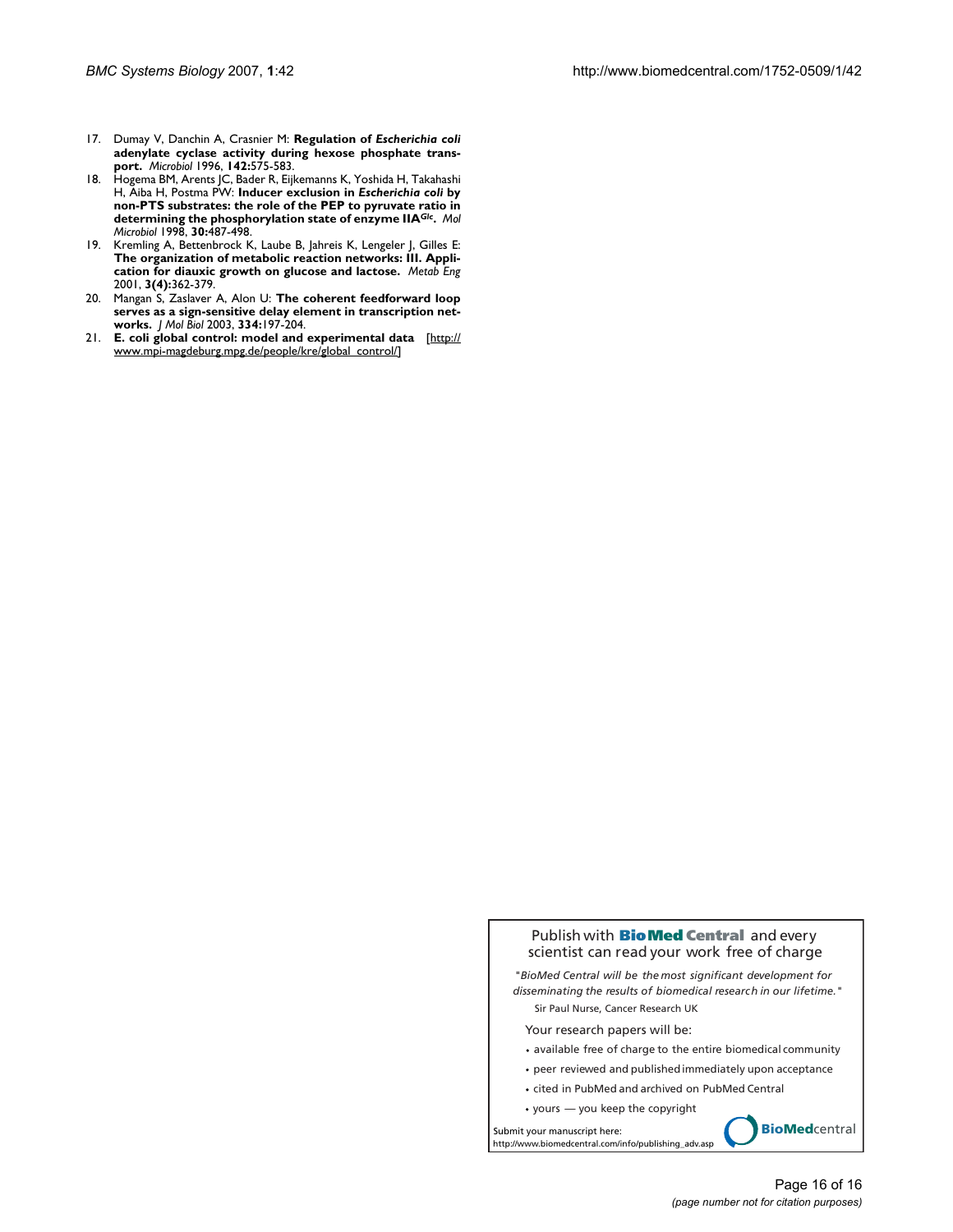17. Dumay V, Danchin A, Crasnier M: **Regulation of *Escherichia coli* adenylate cyclase activity during hexose phosphate transport.** *Microbiol* 1996, **142:**575-583.
18. Hogema BM, Arents JC, Bader R, Eijkemanns K, Yoshida H, Takahashi H, Aiba H, Postma PW: **Inducer exclusion in *Escherichia coli* by non-PTS substrates: the role of the PEP to pyruvate ratio in determining the phosphorylation state of enzyme IIA$^{Glc}$.** *Mol Microbiol* 1998, **30:**487-498.
19. Kremling A, Bettenbrock K, Laube B, Jahreis K, Lengeler J, Gilles E: **The organization of metabolic reaction networks: III. Application for diauxic growth on glucose and lactose.** *Metab Eng* 2001, **3(4):**362-379.
20. Mangan S, Zaslaver A, Alon U: **The coherent feedforward loop serves as a sign-sensitive delay element in transcription networks.** *J Mol Biol* 2003, **334:**197-204.
21. **E. coli global control: model and experimental data** [http://www.mpi-magdeburg.mpg.de/people/kre/global_control/]

Publish with **BioMed Central** and every scientist can read your work free of charge

*"BioMed Central will be the most significant development for disseminating the results of biomedical research in our lifetime."*

Sir Paul Nurse, Cancer Research UK

Your research papers will be:

- available free of charge to the entire biomedical community
- peer reviewed and published immediately upon acceptance
- cited in PubMed and archived on PubMed Central
- yours — you keep the copyright

Submit your manuscript here:
http://www.biomedcentral.com/info/publishing_adv.asp

**BioMed**central